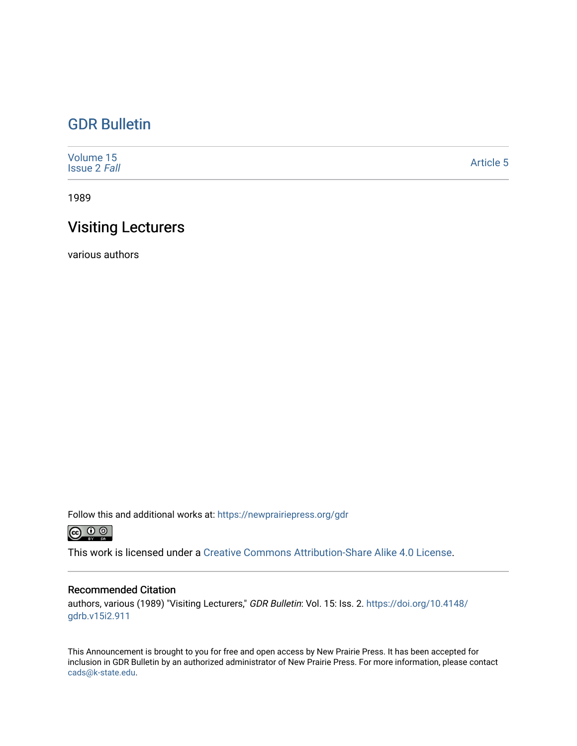# GDR Bulletin

Volume 15
Issue 2 *Fall*

Article 5

1989

## Visiting Lecturers

various authors

Follow this and additional works at: https://newprairiepress.org/gdr

This work is licensed under a Creative Commons Attribution-Share Alike 4.0 License.

### Recommended Citation

authors, various (1989) "Visiting Lecturers," *GDR Bulletin*: Vol. 15: Iss. 2. https://doi.org/10.4148/gdrb.v15i2.911

This Announcement is brought to you for free and open access by New Prairie Press. It has been accepted for inclusion in GDR Bulletin by an authorized administrator of New Prairie Press. For more information, please contact cads@k-state.edu.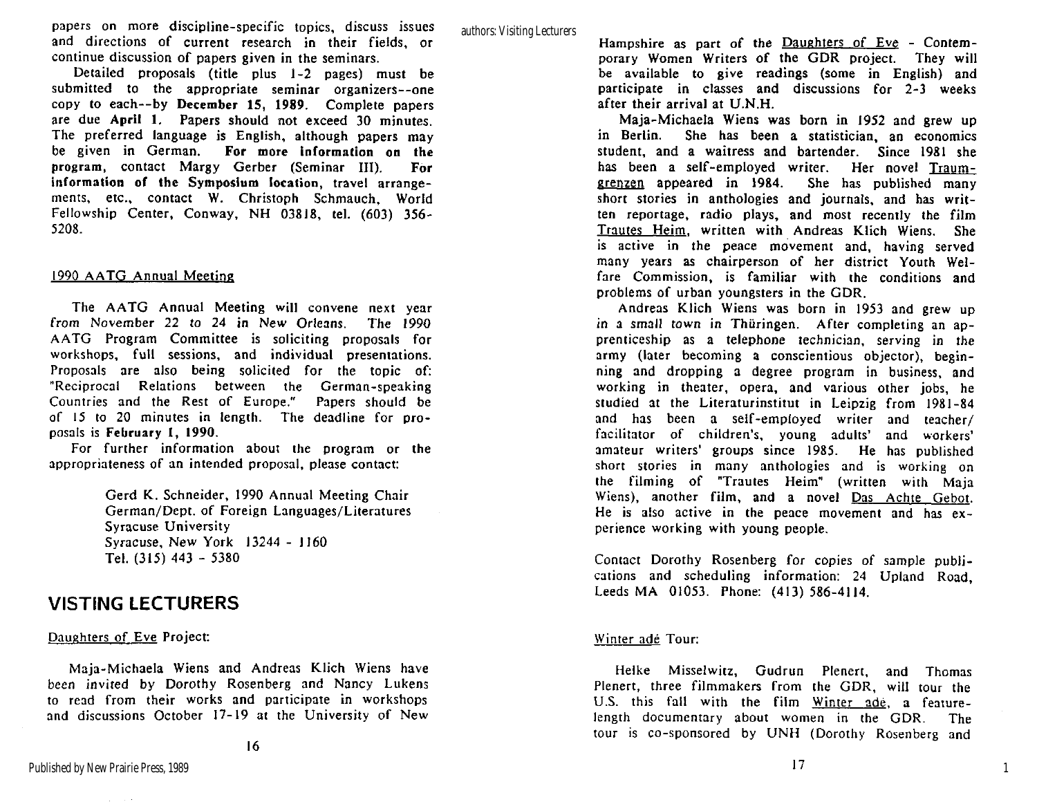papers on more discipline-specific topics, discuss issues and directions of current research in their fields, or continue discussion of papers given in the seminars.

Detailed proposals (title plus 1-2 pages) must be submitted to the appropriate seminar organizers--one copy to each--by **December 15, 1989.** Complete papers are due **April 1.** Papers should not exceed 30 minutes. The preferred language is English, although papers may be given in German. **For more information on the program,** contact Margy Gerber (Seminar III). **For information of the Symposium location,** travel arrangements, etc., contact W. Christoph Schmauch, World Fellowship Center, Conway, NH 03818, tel. (603) 356-5208.

## 1990 AATG Annual Meeting

The AATG Annual Meeting will convene next year from November 22 to 24 in New Orleans. The 1990 AATG Program Committee is soliciting proposals for workshops, full sessions, and individual presentations. Proposals are also being solicited for the topic of: "Reciprocal Relations between the German-speaking Countries and the Rest of Europe." Papers should be of 15 to 20 minutes in length. The deadline for proposals is **February 1, 1990.**

For further information about the program or the appropriateness of an intended proposal, please contact:

Gerd K. Schneider, 1990 Annual Meeting Chair
German/Dept. of Foreign Languages/Literatures
Syracuse University
Syracuse, New York 13244 - 1160
Tel. (315) 443 - 5380

## VISTING LECTURERS

### Daughters of Eve Project:

Maja-Michaela Wiens and Andreas Klich Wiens have been invited by Dorothy Rosenberg and Nancy Lukens to read from their works and participate in workshops and discussions October 17-19 at the University of New Hampshire as part of the Daughters of Eve - Contemporary Women Writers of the GDR project. They will be available to give readings (some in English) and participate in classes and discussions for 2-3 weeks after their arrival at U.N.H.

Maja-Michaela Wiens was born in 1952 and grew up in Berlin. She has been a statistician, an economics student, and a waitress and bartender. Since 1981 she has been a self-employed writer. Her novel Traumgrenzen appeared in 1984. She has published many short stories in anthologies and journals, and has written reportage, radio plays, and most recently the film Trautes Heim, written with Andreas Klich Wiens. She is active in the peace movement and, having served many years as chairperson of her district Youth Welfare Commission, is familiar with the conditions and problems of urban youngsters in the GDR.

Andreas Klich Wiens was born in 1953 and grew up in a small town in Thüringen. After completing an apprenticeship as a telephone technician, serving in the army (later becoming a conscientious objector), beginning and dropping a degree program in business, and working in theater, opera, and various other jobs, he studied at the Literaturinstitut in Leipzig from 1981-84 and has been a self-employed writer and teacher/facilitator of children's, young adults' and workers' amateur writers' groups since 1985. He has published short stories in many anthologies and is working on the filming of "Trautes Heim" (written with Maja Wiens), another film, and a novel Das Achte Gebot. He is also active in the peace movement and has experience working with young people.

Contact Dorothy Rosenberg for copies of sample publications and scheduling information: 24 Upland Road, Leeds MA 01053. Phone: (413) 586-4114.

### Winter adé Tour:

Heike Misselwitz, Gudrun Plenert, and Thomas Plenert, three filmmakers from the GDR, will tour the U.S. this fall with the film Winter adé, a feature-length documentary about women in the GDR. The tour is co-sponsored by UNH (Dorothy Rosenberg and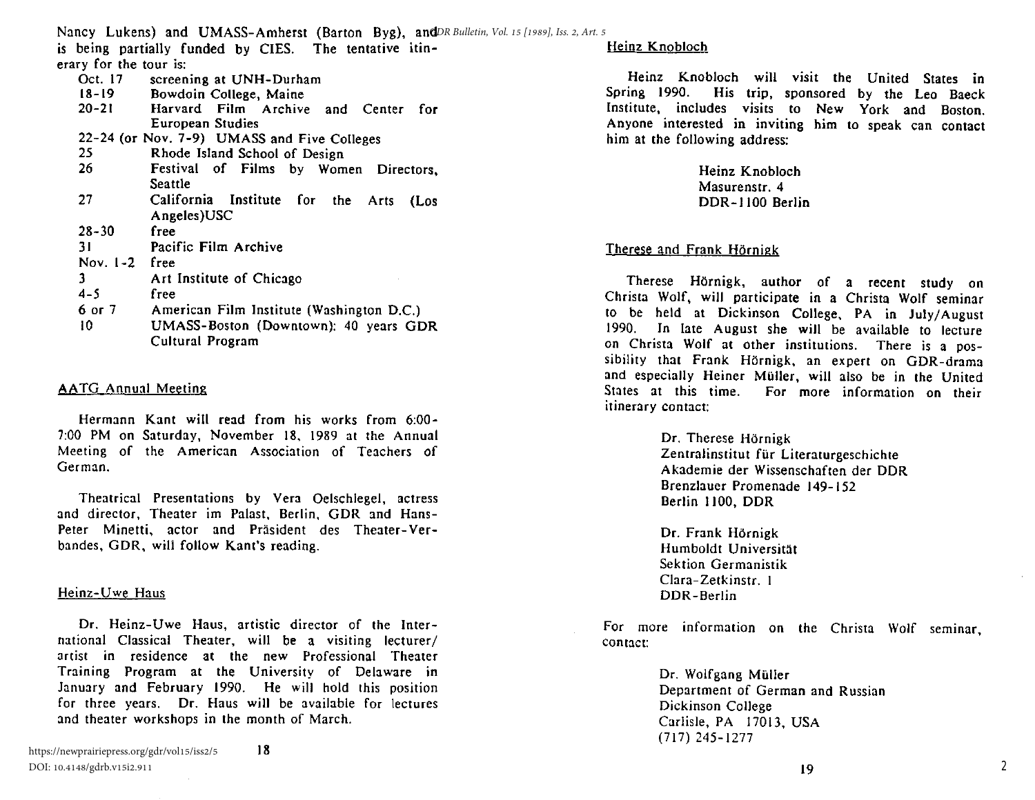Nancy Lukens) and UMASS-Amherst (Barton Byg), and is being partially funded by CIES. The tentative itinerary for the tour is:

| | |
|---|---|
| Oct. 17 | screening at UNH-Durham |
| 18-19 | Bowdoin College, Maine |
| 20-21 | Harvard Film Archive and Center for European Studies |
| 22-24 (or Nov. 7-9) | UMASS and Five Colleges |
| 25 | Rhode Island School of Design |
| 26 | Festival of Films by Women Directors, Seattle |
| 27 | California Institute for the Arts (Los Angeles)USC |
| 28-30 | free |
| 31 | Pacific Film Archive |
| Nov. 1-2 | free |
| 3 | Art Institute of Chicago |
| 4-5 | free |
| 6 or 7 | American Film Institute (Washington D.C.) |
| 10 | UMASS-Boston (Downtown): 40 years GDR Cultural Program |

## AATG Annual Meeting

Hermann Kant will read from his works from 6:00-7:00 PM on Saturday, November 18, 1989 at the Annual Meeting of the American Association of Teachers of German.

Theatrical Presentations by Vera Oelschlegel, actress and director, Theater im Palast, Berlin, GDR and Hans-Peter Minetti, actor and Präsident des Theater-Verbandes, GDR, will follow Kant's reading.

## Heinz-Uwe Haus

Dr. Heinz-Uwe Haus, artistic director of the International Classical Theater, will be a visiting lecturer/artist in residence at the new Professional Theater Training Program at the University of Delaware in January and February 1990. He will hold this position for three years. Dr. Haus will be available for lectures and theater workshops in the month of March.

## Heinz Knobloch

Heinz Knobloch will visit the United States in Spring 1990. His trip, sponsored by the Leo Baeck Institute, includes visits to New York and Boston. Anyone interested in inviting him to speak can contact him at the following address:

Heinz Knobloch
Masurenstr. 4
DDR-1100 Berlin

## Therese and Frank Hörnigk

Therese Hörnigk, author of a recent study on Christa Wolf, will participate in a Christa Wolf seminar to be held at Dickinson College, PA in July/August 1990. In late August she will be available to lecture on Christa Wolf at other institutions. There is a possibility that Frank Hörnigk, an expert on GDR-drama and especially Heiner Müller, will also be in the United States at this time. For more information on their itinerary contact:

Dr. Therese Hörnigk
Zentralinstitut für Literaturgeschichte
Akademie der Wissenschaften der DDR
Brenzlauer Promenade 149-152
Berlin 1100, DDR

Dr. Frank Hörnigk
Humboldt Universität
Sektion Germanistik
Clara-Zetkinstr. 1
DDR-Berlin

For more information on the Christa Wolf seminar, contact:

Dr. Wolfgang Müller
Department of German and Russian
Dickinson College
Carlisle, PA 17013, USA
(717) 245-1277